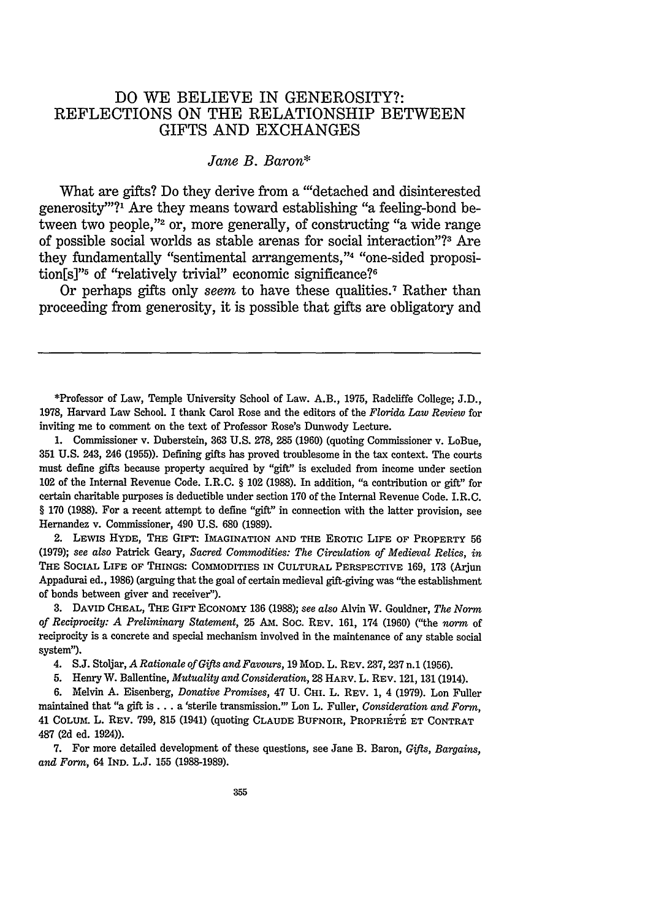# DO WE BELIEVE IN GENEROSITY?: REFLECTIONS ON THE RELATIONSHIP BETWEEN GIFTS AND EXCHANGES

*Jane B. Baron**

What are gifts? Do they derive from a "'detached and disinterested generosity'"?[1] Are they means toward establishing "a feeling-bond between two people,"[2] or, more generally, of constructing "a wide range of possible social worlds as stable arenas for social interaction"?[3] Are they fundamentally "sentimental arrangements,"[4] "one-sided proposition[s]"[5] of "relatively trivial" economic significance?[6]

Or perhaps gifts only *seem* to have these qualities.[7] Rather than proceeding from generosity, it is possible that gifts are obligatory and

---

*Professor of Law, Temple University School of Law. A.B., 1975, Radcliffe College; J.D., 1978, Harvard Law School. I thank Carol Rose and the editors of the *Florida Law Review* for inviting me to comment on the text of Professor Rose's Dunwody Lecture.

1. Commissioner v. Duberstein, 363 U.S. 278, 285 (1960) (quoting Commissioner v. LoBue, 351 U.S. 243, 246 (1955)). Defining gifts has proved troublesome in the tax context. The courts must define gifts because property acquired by "gift" is excluded from income under section 102 of the Internal Revenue Code. I.R.C. § 102 (1988). In addition, "a contribution or gift" for certain charitable purposes is deductible under section 170 of the Internal Revenue Code. I.R.C. § 170 (1988). For a recent attempt to define "gift" in connection with the latter provision, see Hernandez v. Commissioner, 490 U.S. 680 (1989).

2. LEWIS HYDE, THE GIFT: IMAGINATION AND THE EROTIC LIFE OF PROPERTY 56 (1979); *see also* Patrick Geary, *Sacred Commodities: The Circulation of Medieval Relics*, *in* THE SOCIAL LIFE OF THINGS: COMMODITIES IN CULTURAL PERSPECTIVE 169, 173 (Arjun Appadurai ed., 1986) (arguing that the goal of certain medieval gift-giving was "the establishment of bonds between giver and receiver").

3. DAVID CHEAL, THE GIFT ECONOMY 136 (1988); *see also* Alvin W. Gouldner, *The Norm of Reciprocity: A Preliminary Statement*, 25 AM. SOC. REV. 161, 174 (1960) ("the *norm* of reciprocity is a concrete and special mechanism involved in the maintenance of any stable social system").

4. S.J. Stoljar, *A Rationale of Gifts and Favours*, 19 MOD. L. REV. 237, 237 n.1 (1956).

5. Henry W. Ballentine, *Mutuality and Consideration*, 28 HARV. L. REV. 121, 131 (1914).

6. Melvin A. Eisenberg, *Donative Promises*, 47 U. CHI. L. REV. 1, 4 (1979). Lon Fuller maintained that "a gift is . . . a 'sterile transmission.'" Lon L. Fuller, *Consideration and Form*, 41 COLUM. L. REV. 799, 815 (1941) (quoting CLAUDE BUFNOIR, PROPRIÉTÉ ET CONTRAT 487 (2d ed. 1924)).

7. For more detailed development of these questions, see Jane B. Baron, *Gifts, Bargains, and Form*, 64 IND. L.J. 155 (1988-1989).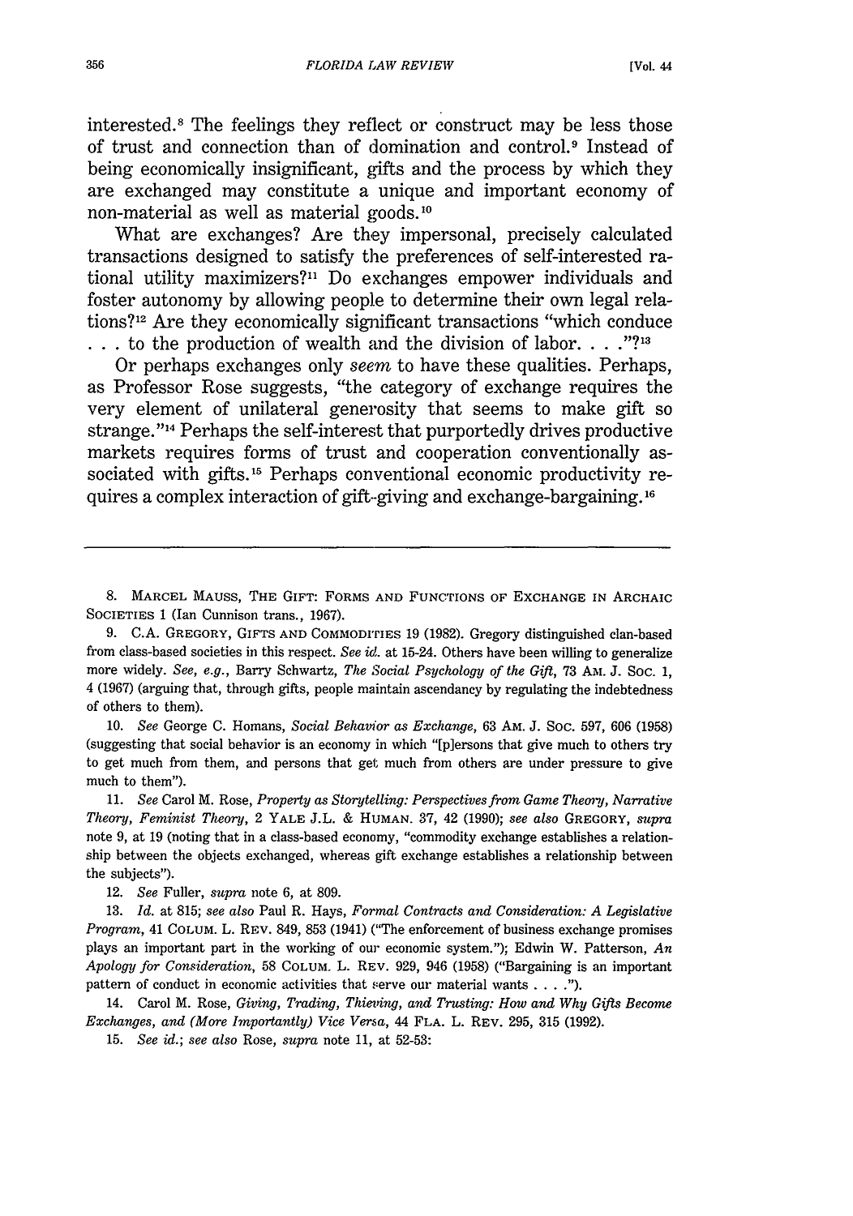interested.[8] The feelings they reflect or construct may be less those of trust and connection than of domination and control.[9] Instead of being economically insignificant, gifts and the process by which they are exchanged may constitute a unique and important economy of non-material as well as material goods.[10]

What are exchanges? Are they impersonal, precisely calculated transactions designed to satisfy the preferences of self-interested rational utility maximizers?[11] Do exchanges empower individuals and foster autonomy by allowing people to determine their own legal relations?[12] Are they economically significant transactions "which conduce . . . to the production of wealth and the division of labor. . . ."?[13]

Or perhaps exchanges only *seem* to have these qualities. Perhaps, as Professor Rose suggests, "the category of exchange requires the very element of unilateral generosity that seems to make gift so strange."[14] Perhaps the self-interest that purportedly drives productive markets requires forms of trust and cooperation conventionally associated with gifts.[15] Perhaps conventional economic productivity requires a complex interaction of gift-giving and exchange-bargaining.[16]

---

8. MARCEL MAUSS, THE GIFT: FORMS AND FUNCTIONS OF EXCHANGE IN ARCHAIC SOCIETIES 1 (Ian Cunnison trans., 1967).

9. C.A. GREGORY, GIFTS AND COMMODITIES 19 (1982). Gregory distinguished clan-based from class-based societies in this respect. *See id.* at 15-24. Others have been willing to generalize more widely. *See, e.g.*, Barry Schwartz, *The Social Psychology of the Gift*, 73 AM. J. SOC. 1, 4 (1967) (arguing that, through gifts, people maintain ascendancy by regulating the indebtedness of others to them).

10. *See* George C. Homans, *Social Behavior as Exchange*, 63 AM. J. SOC. 597, 606 (1958) (suggesting that social behavior is an economy in which "[p]ersons that give much to others try to get much from them, and persons that get much from others are under pressure to give much to them").

11. *See* Carol M. Rose, *Property as Storytelling: Perspectives from Game Theory, Narrative Theory, Feminist Theory*, 2 YALE J.L. & HUMAN. 37, 42 (1990); *see also* GREGORY, *supra* note 9, at 19 (noting that in a class-based economy, "commodity exchange establishes a relationship between the objects exchanged, whereas gift exchange establishes a relationship between the subjects").

12. *See* Fuller, *supra* note 6, at 809.

13. *Id.* at 815; *see also* Paul R. Hays, *Formal Contracts and Consideration: A Legislative Program*, 41 COLUM. L. REV. 849, 853 (1941) ("The enforcement of business exchange promises plays an important part in the working of our economic system."); Edwin W. Patterson, *An Apology for Consideration*, 58 COLUM. L. REV. 929, 946 (1958) ("Bargaining is an important pattern of conduct in economic activities that serve our material wants . . . .").

14. Carol M. Rose, *Giving, Trading, Thieving, and Trusting: How and Why Gifts Become Exchanges, and (More Importantly) Vice Versa*, 44 FLA. L. REV. 295, 315 (1992).

15. *See id.*; *see also* Rose, *supra* note 11, at 52-53: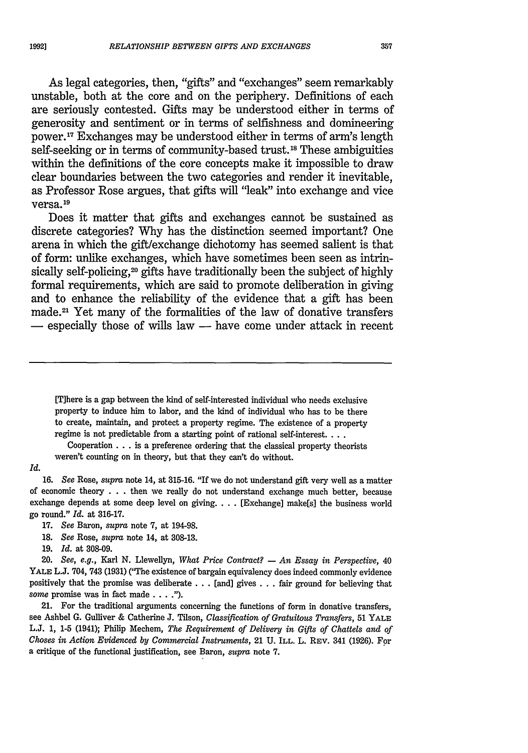As legal categories, then, "gifts" and "exchanges" seem remarkably unstable, both at the core and on the periphery. Definitions of each are seriously contested. Gifts may be understood either in terms of generosity and sentiment or in terms of selfishness and domineering power.[17] Exchanges may be understood either in terms of arm's length self-seeking or in terms of community-based trust.[18] These ambiguities within the definitions of the core concepts make it impossible to draw clear boundaries between the two categories and render it inevitable, as Professor Rose argues, that gifts will "leak" into exchange and vice versa.[19]

Does it matter that gifts and exchanges cannot be sustained as discrete categories? Why has the distinction seemed important? One arena in which the gift/exchange dichotomy has seemed salient is that of form: unlike exchanges, which have sometimes been seen as intrinsically self-policing,[20] gifts have traditionally been the subject of highly formal requirements, which are said to promote deliberation in giving and to enhance the reliability of the evidence that a gift has been made.[21] Yet many of the formalities of the law of donative transfers — especially those of wills law — have come under attack in recent

---

> [T]here is a gap between the kind of self-interested individual who needs exclusive property to induce him to labor, and the kind of individual who has to be there to create, maintain, and protect a property regime. The existence of a property regime is not predictable from a starting point of rational self-interest. . . .
>
> Cooperation . . . is a preference ordering that the classical property theorists weren't counting on in theory, but that they can't do without.

*Id.*

16. *See* Rose, *supra* note 14, at 315-16. "If we do not understand gift very well as a matter of economic theory . . . then we really do not understand exchange much better, because exchange depends at some deep level on giving. . . . [Exchange] make[s] the business world go round." *Id.* at 316-17.

17. *See* Baron, *supra* note 7, at 194-98.

18. *See* Rose, *supra* note 14, at 308-13.

19. *Id.* at 308-09.

20. *See, e.g.*, Karl N. Llewellyn, *What Price Contract? — An Essay in Perspective*, 40 YALE L.J. 704, 743 (1931) ("The existence of bargain equivalency does indeed commonly evidence positively that the promise was deliberate . . . [and] gives . . . fair ground for believing that *some* promise was in fact made . . . .").

21. For the traditional arguments concerning the functions of form in donative transfers, see Ashbel G. Gulliver & Catherine J. Tilson, *Classification of Gratuitous Transfers*, 51 YALE L.J. 1, 1-5 (1941); Philip Mechem, *The Requirement of Delivery in Gifts of Chattels and of Choses in Action Evidenced by Commercial Instruments*, 21 U. ILL. L. REV. 341 (1926). For a critique of the functional justification, see Baron, *supra* note 7.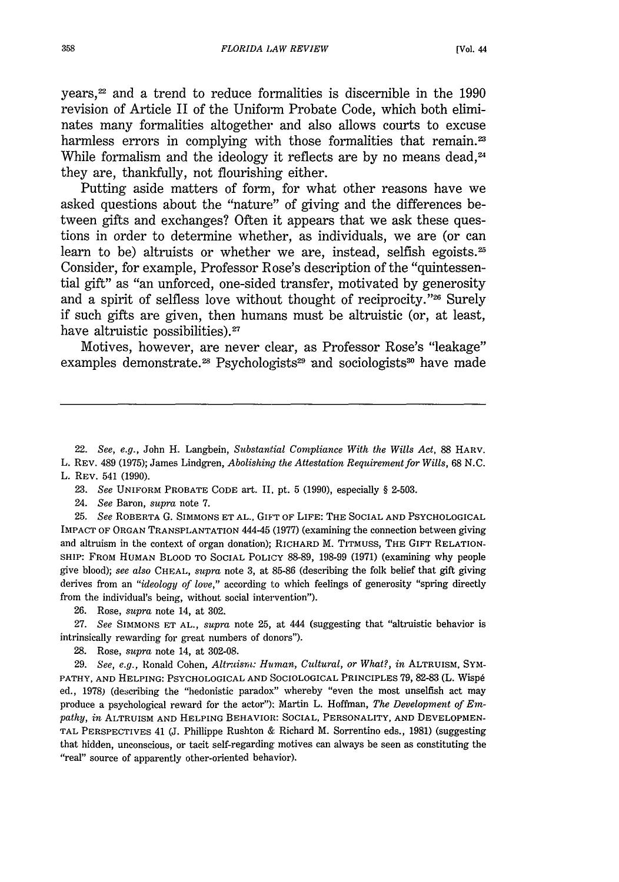years,[22] and a trend to reduce formalities is discernible in the 1990 revision of Article II of the Uniform Probate Code, which both eliminates many formalities altogether and also allows courts to excuse harmless errors in complying with those formalities that remain.[23] While formalism and the ideology it reflects are by no means dead,[24] they are, thankfully, not flourishing either.

Putting aside matters of form, for what other reasons have we asked questions about the "nature" of giving and the differences between gifts and exchanges? Often it appears that we ask these questions in order to determine whether, as individuals, we are (or can learn to be) altruists or whether we are, instead, selfish egoists.[25] Consider, for example, Professor Rose's description of the "quintessential gift" as "an unforced, one-sided transfer, motivated by generosity and a spirit of selfless love without thought of reciprocity."[26] Surely if such gifts are given, then humans must be altruistic (or, at least, have altruistic possibilities).[27]

Motives, however, are never clear, as Professor Rose's "leakage" examples demonstrate.[28] Psychologists[29] and sociologists[30] have made

---

22. *See, e.g.*, John H. Langbein, *Substantial Compliance With the Wills Act*, 88 HARV. L. REV. 489 (1975); James Lindgren, *Abolishing the Attestation Requirement for Wills*, 68 N.C. L. REV. 541 (1990).

23. *See* UNIFORM PROBATE CODE art. II, pt. 5 (1990), especially § 2-503.

24. *See* Baron, *supra* note 7.

25. *See* ROBERTA G. SIMMONS ET AL., GIFT OF LIFE: THE SOCIAL AND PSYCHOLOGICAL IMPACT OF ORGAN TRANSPLANTATION 444-45 (1977) (examining the connection between giving and altruism in the context of organ donation); RICHARD M. TITMUSS, THE GIFT RELATIONSHIP: FROM HUMAN BLOOD TO SOCIAL POLICY 88-89, 198-99 (1971) (examining why people give blood); *see also* CHEAL, *supra* note 3, at 85-86 (describing the folk belief that gift giving derives from an *"ideology of love,"* according to which feelings of generosity "spring directly from the individual's being, without social intervention").

26. Rose, *supra* note 14, at 302.

27. *See* SIMMONS ET AL., *supra* note 25, at 444 (suggesting that "altruistic behavior is intrinsically rewarding for great numbers of donors").

28. Rose, *supra* note 14, at 302-08.

29. *See, e.g.*, Ronald Cohen, *Altruism: Human, Cultural, or What?*, *in* ALTRUISM, SYMPATHY, AND HELPING: PSYCHOLOGICAL AND SOCIOLOGICAL PRINCIPLES 79, 82-83 (L. Wispé ed., 1978) (describing the "hedonistic paradox" whereby "even the most unselfish act may produce a psychological reward for the actor"); Martin L. Hoffman, *The Development of Empathy*, *in* ALTRUISM AND HELPING BEHAVIOR: SOCIAL, PERSONALITY, AND DEVELOPMENTAL PERSPECTIVES 41 (J. Phillippe Rushton & Richard M. Sorrentino eds., 1981) (suggesting that hidden, unconscious, or tacit self-regarding motives can always be seen as constituting the "real" source of apparently other-oriented behavior).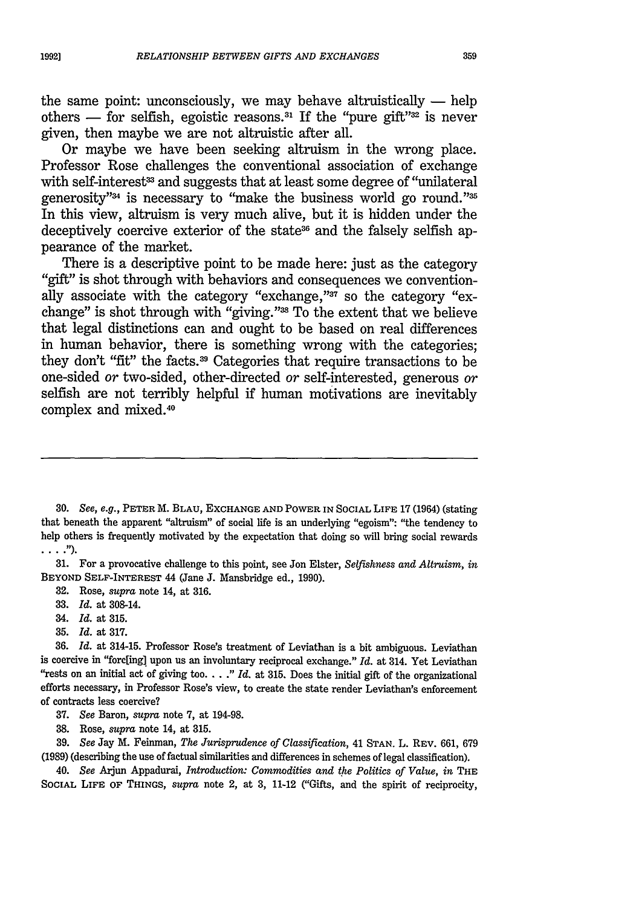the same point: unconsciously, we may behave altruistically — help others — for selfish, egoistic reasons.[31] If the "pure gift"[32] is never given, then maybe we are not altruistic after all.

Or maybe we have been seeking altruism in the wrong place. Professor Rose challenges the conventional association of exchange with self-interest[33] and suggests that at least some degree of "unilateral generosity"[34] is necessary to "make the business world go round."[35] In this view, altruism is very much alive, but it is hidden under the deceptively coercive exterior of the state[36] and the falsely selfish appearance of the market.

There is a descriptive point to be made here: just as the category "gift" is shot through with behaviors and consequences we conventionally associate with the category "exchange,"[37] so the category "exchange" is shot through with "giving."[38] To the extent that we believe that legal distinctions can and ought to be based on real differences in human behavior, there is something wrong with the categories; they don't "fit" the facts.[39] Categories that require transactions to be one-sided *or* two-sided, other-directed *or* self-interested, generous *or* selfish are not terribly helpful if human motivations are inevitably complex and mixed.[40]

---

30. *See, e.g.*, PETER M. BLAU, EXCHANGE AND POWER IN SOCIAL LIFE 17 (1964) (stating that beneath the apparent "altruism" of social life is an underlying "egoism": "the tendency to help others is frequently motivated by the expectation that doing so will bring social rewards . . . .").

31. For a provocative challenge to this point, see Jon Elster, *Selfishness and Altruism*, *in* BEYOND SELF-INTEREST 44 (Jane J. Mansbridge ed., 1990).

32. Rose, *supra* note 14, at 316.

33. *Id.* at 308-14.

34. *Id.* at 315.

35. *Id.* at 317.

36. *Id.* at 314-15. Professor Rose's treatment of Leviathan is a bit ambiguous. Leviathan is coercive in "forc[ing] upon us an involuntary reciprocal exchange." *Id.* at 314. Yet Leviathan "rests on an initial act of giving too. . . ." *Id.* at 315. Does the initial gift of the organizational efforts necessary, in Professor Rose's view, to create the state render Leviathan's enforcement of contracts less coercive?

37. *See* Baron, *supra* note 7, at 194-98.

38. Rose, *supra* note 14, at 315.

39. *See* Jay M. Feinman, *The Jurisprudence of Classification*, 41 STAN. L. REV. 661, 679 (1989) (describing the use of factual similarities and differences in schemes of legal classification).

40. *See* Arjun Appadurai, *Introduction: Commodities and the Politics of Value*, *in* THE SOCIAL LIFE OF THINGS, *supra* note 2, at 3, 11-12 ("Gifts, and the spirit of reciprocity,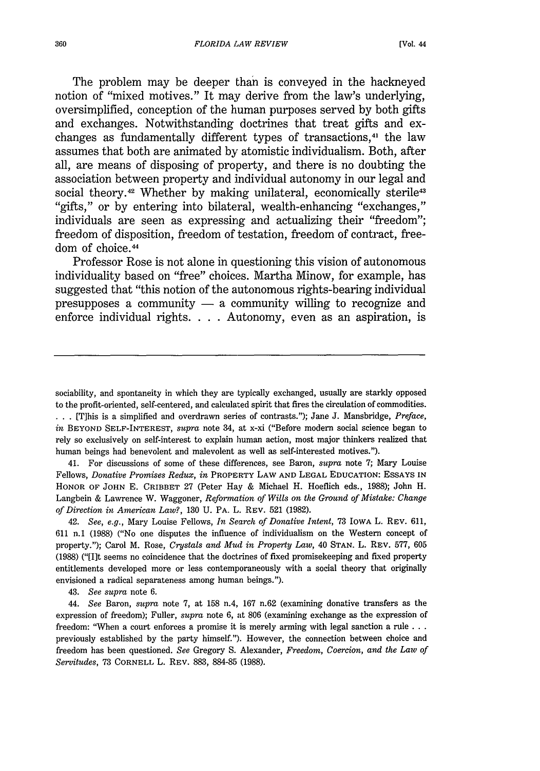The problem may be deeper than is conveyed in the hackneyed notion of "mixed motives." It may derive from the law's underlying, oversimplified, conception of the human purposes served by both gifts and exchanges. Notwithstanding doctrines that treat gifts and exchanges as fundamentally different types of transactions,[41] the law assumes that both are animated by atomistic individualism. Both, after all, are means of disposing of property, and there is no doubting the association between property and individual autonomy in our legal and social theory.[42] Whether by making unilateral, economically sterile[43] "gifts," or by entering into bilateral, wealth-enhancing "exchanges," individuals are seen as expressing and actualizing their "freedom"; freedom of disposition, freedom of testation, freedom of contract, freedom of choice.[44]

Professor Rose is not alone in questioning this vision of autonomous individuality based on "free" choices. Martha Minow, for example, has suggested that "this notion of the autonomous rights-bearing individual presupposes a community — a community willing to recognize and enforce individual rights. . . . Autonomy, even as an aspiration, is

---

sociability, and spontaneity in which they are typically exchanged, usually are starkly opposed to the profit-oriented, self-centered, and calculated spirit that fires the circulation of commodities. . . . [T]his is a simplified and overdrawn series of contrasts."); Jane J. Mansbridge, *Preface*, *in* BEYOND SELF-INTEREST, *supra* note 34, at x-xi ("Before modern social science began to rely so exclusively on self-interest to explain human action, most major thinkers realized that human beings had benevolent and malevolent as well as self-interested motives.").

41. For discussions of some of these differences, see Baron, *supra* note 7; Mary Louise Fellows, *Donative Promises Redux*, *in* PROPERTY LAW AND LEGAL EDUCATION: ESSAYS IN HONOR OF JOHN E. CRIBBET 27 (Peter Hay & Michael H. Hoeflich eds., 1988); John H. Langbein & Lawrence W. Waggoner, *Reformation of Wills on the Ground of Mistake: Change of Direction in American Law?*, 130 U. PA. L. REV. 521 (1982).

42. *See, e.g.*, Mary Louise Fellows, *In Search of Donative Intent*, 73 IOWA L. REV. 611, 611 n.1 (1988) ("No one disputes the influence of individualism on the Western concept of property."); Carol M. Rose, *Crystals and Mud in Property Law*, 40 STAN. L. REV. 577, 605 (1988) ("[I]t seems no coincidence that the doctrines of fixed promisekeeping and fixed property entitlements developed more or less contemporaneously with a social theory that originally envisioned a radical separateness among human beings.").

43. *See supra* note 6.

44. *See* Baron, *supra* note 7, at 158 n.4, 167 n.62 (examining donative transfers as the expression of freedom); Fuller, *supra* note 6, at 806 (examining exchange as the expression of freedom: "When a court enforces a promise it is merely arming with legal sanction a rule . . . previously established by the party himself."). However, the connection between choice and freedom has been questioned. *See* Gregory S. Alexander, *Freedom, Coercion, and the Law of Servitudes*, 73 CORNELL L. REV. 883, 884-85 (1988).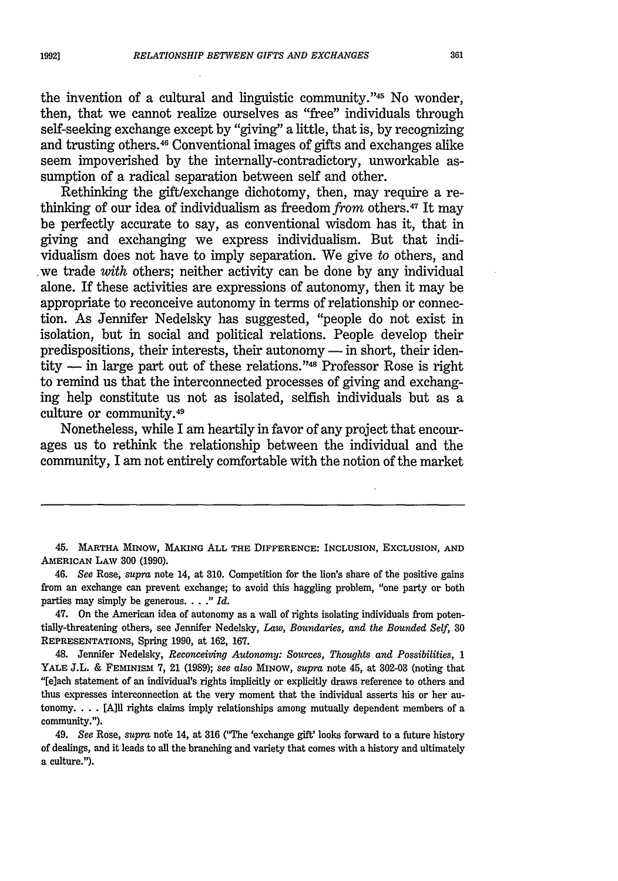the invention of a cultural and linguistic community."[45] No wonder, then, that we cannot realize ourselves as "free" individuals through self-seeking exchange except by "giving" a little, that is, by recognizing and trusting others.[46] Conventional images of gifts and exchanges alike seem impoverished by the internally-contradictory, unworkable assumption of a radical separation between self and other.

Rethinking the gift/exchange dichotomy, then, may require a rethinking of our idea of individualism as freedom *from* others.[47] It may be perfectly accurate to say, as conventional wisdom has it, that in giving and exchanging we express individualism. But that individualism does not have to imply separation. We give *to* others, and we trade *with* others; neither activity can be done by any individual alone. If these activities are expressions of autonomy, then it may be appropriate to reconceive autonomy in terms of relationship or connection. As Jennifer Nedelsky has suggested, "people do not exist in isolation, but in social and political relations. People develop their predispositions, their interests, their autonomy — in short, their identity — in large part out of these relations."[48] Professor Rose is right to remind us that the interconnected processes of giving and exchanging help constitute us not as isolated, selfish individuals but as a culture or community.[49]

Nonetheless, while I am heartily in favor of any project that encourages us to rethink the relationship between the individual and the community, I am not entirely comfortable with the notion of the market

---

45. Martha Minow, Making All the Difference: Inclusion, Exclusion, and American Law 300 (1990).

46. *See* Rose, *supra* note 14, at 310. Competition for the lion's share of the positive gains from an exchange can prevent exchange; to avoid this haggling problem, "one party or both parties may simply be generous. . . ." *Id.*

47. On the American idea of autonomy as a wall of rights isolating individuals from potentially-threatening others, see Jennifer Nedelsky, *Law, Boundaries, and the Bounded Self*, 30 Representations, Spring 1990, at 162, 167.

48. Jennifer Nedelsky, *Reconceiving Autonomy: Sources, Thoughts and Possibilities*, 1 Yale J.L. & Feminism 7, 21 (1989); *see also* Minow, *supra* note 45, at 302-03 (noting that "[e]ach statement of an individual's rights implicitly or explicitly draws reference to others and thus expresses interconnection at the very moment that the individual asserts his or her autonomy. . . . [A]ll rights claims imply relationships among mutually dependent members of a community.").

49. *See* Rose, *supra* note 14, at 316 ("The 'exchange gift' looks forward to a future history of dealings, and it leads to all the branching and variety that comes with a history and ultimately a culture.").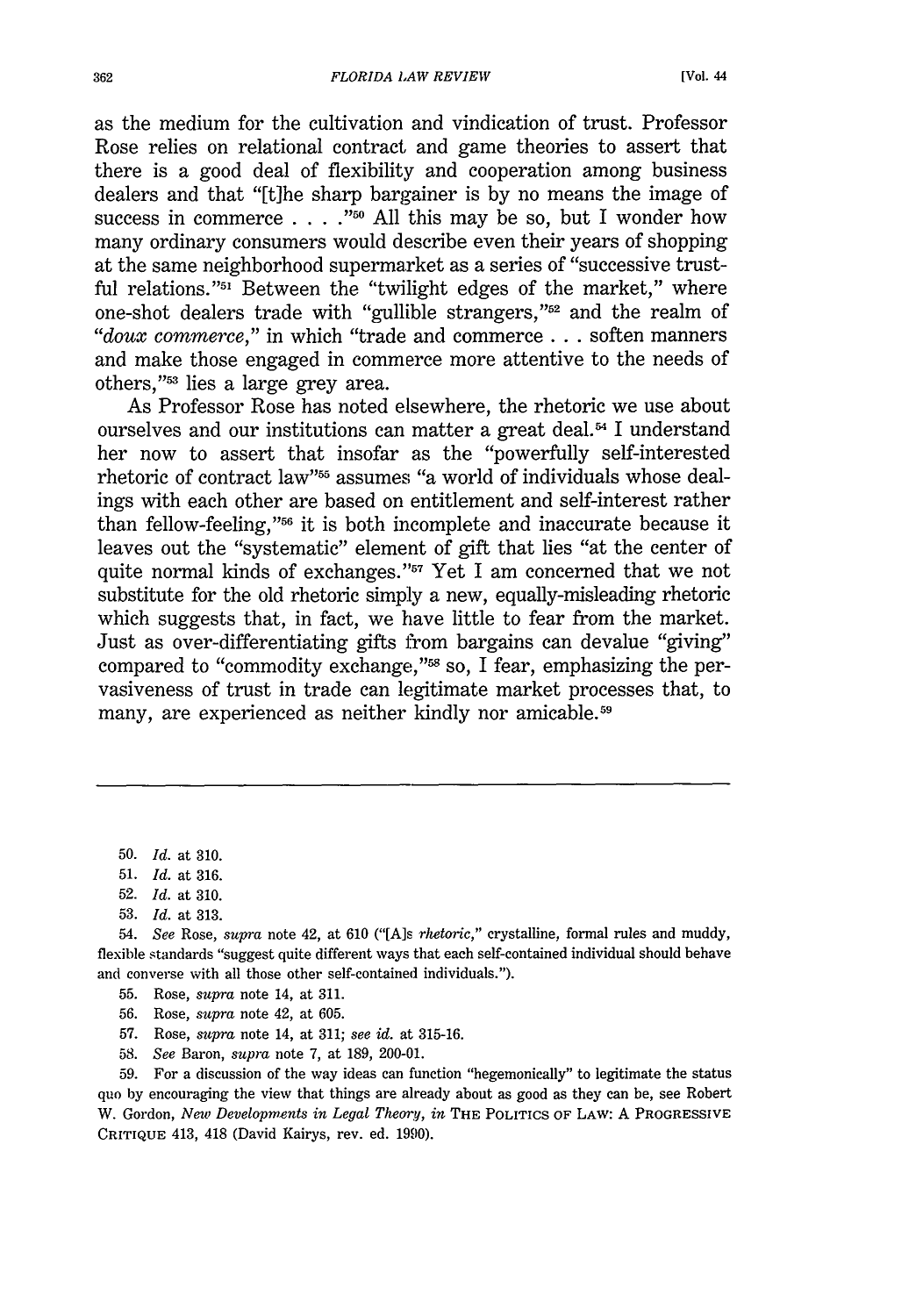as the medium for the cultivation and vindication of trust. Professor Rose relies on relational contract and game theories to assert that there is a good deal of flexibility and cooperation among business dealers and that "[t]he sharp bargainer is by no means the image of success in commerce . . . ."[50] All this may be so, but I wonder how many ordinary consumers would describe even their years of shopping at the same neighborhood supermarket as a series of "successive trustful relations."[51] Between the "twilight edges of the market," where one-shot dealers trade with "gullible strangers,"[52] and the realm of "*doux commerce*," in which "trade and commerce . . . soften manners and make those engaged in commerce more attentive to the needs of others,"[53] lies a large grey area.

As Professor Rose has noted elsewhere, the rhetoric we use about ourselves and our institutions can matter a great deal.[54] I understand her now to assert that insofar as the "powerfully self-interested rhetoric of contract law"[55] assumes "a world of individuals whose dealings with each other are based on entitlement and self-interest rather than fellow-feeling,"[56] it is both incomplete and inaccurate because it leaves out the "systematic" element of gift that lies "at the center of quite normal kinds of exchanges."[57] Yet I am concerned that we not substitute for the old rhetoric simply a new, equally-misleading rhetoric which suggests that, in fact, we have little to fear from the market. Just as over-differentiating gifts from bargains can devalue "giving" compared to "commodity exchange,"[58] so, I fear, emphasizing the pervasiveness of trust in trade can legitimate market processes that, to many, are experienced as neither kindly nor amicable.[59]

---

50. *Id.* at 310.

51. *Id.* at 316.

52. *Id.* at 310.

53. *Id.* at 313.

54. *See* Rose, *supra* note 42, at 610 ("[A]s *rhetoric*," crystalline, formal rules and muddy, flexible standards "suggest quite different ways that each self-contained individual should behave and converse with all those other self-contained individuals.").

55. Rose, *supra* note 14, at 311.

56. Rose, *supra* note 42, at 605.

57. Rose, *supra* note 14, at 311; *see id.* at 315-16.

58. *See* Baron, *supra* note 7, at 189, 200-01.

59. For a discussion of the way ideas can function "hegemonically" to legitimate the status quo by encouraging the view that things are already about as good as they can be, see Robert W. Gordon, *New Developments in Legal Theory*, *in* THE POLITICS OF LAW: A PROGRESSIVE CRITIQUE 413, 418 (David Kairys, rev. ed. 1990).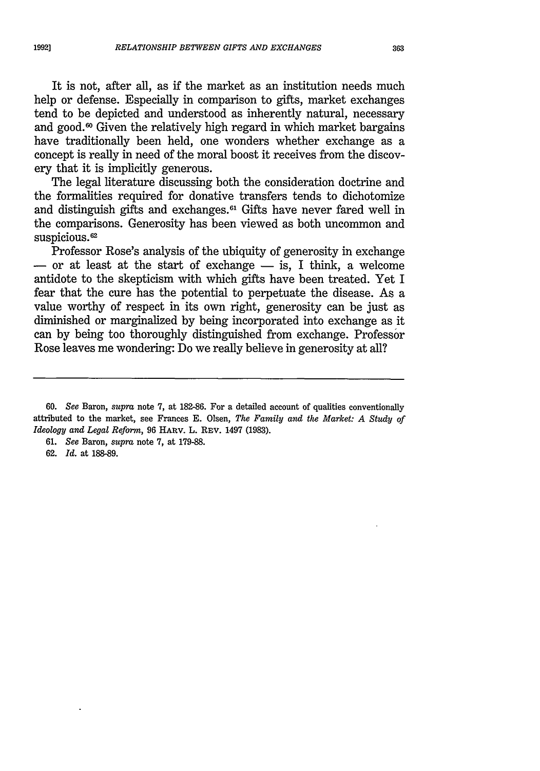It is not, after all, as if the market as an institution needs much help or defense. Especially in comparison to gifts, market exchanges tend to be depicted and understood as inherently natural, necessary and good.[60] Given the relatively high regard in which market bargains have traditionally been held, one wonders whether exchange as a concept is really in need of the moral boost it receives from the discovery that it is implicitly generous.

The legal literature discussing both the consideration doctrine and the formalities required for donative transfers tends to dichotomize and distinguish gifts and exchanges.[61] Gifts have never fared well in the comparisons. Generosity has been viewed as both uncommon and suspicious.[62]

Professor Rose's analysis of the ubiquity of generosity in exchange — or at least at the start of exchange — is, I think, a welcome antidote to the skepticism with which gifts have been treated. Yet I fear that the cure has the potential to perpetuate the disease. As a value worthy of respect in its own right, generosity can be just as diminished or marginalized by being incorporated into exchange as it can by being too thoroughly distinguished from exchange. Professor Rose leaves me wondering: Do we really believe in generosity at all?

---

60. *See* Baron, *supra* note 7, at 182-86. For a detailed account of qualities conventionally attributed to the market, see Frances E. Olsen, *The Family and the Market: A Study of Ideology and Legal Reform*, 96 HARV. L. REV. 1497 (1983).

61. *See* Baron, *supra* note 7, at 179-88.

62. *Id.* at 188-89.